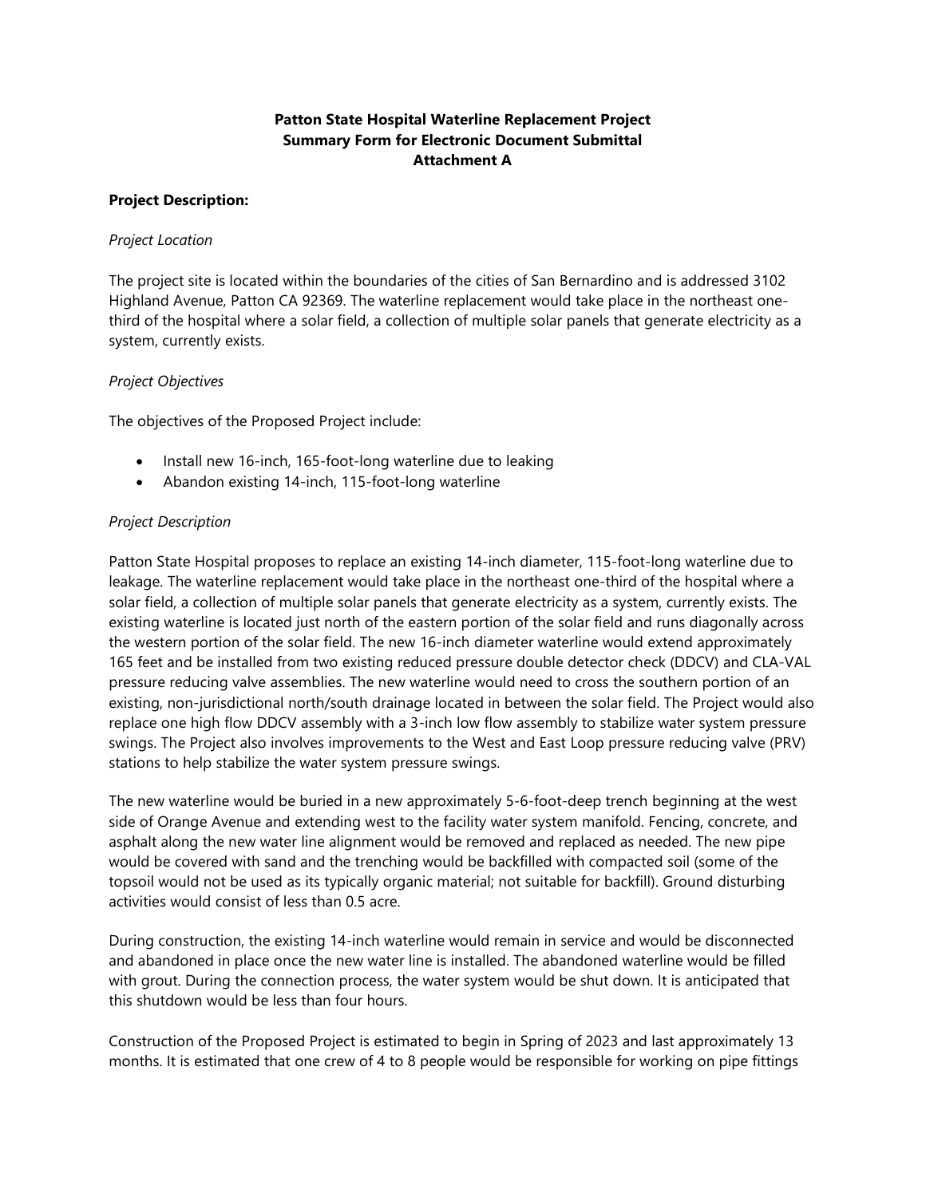**Patton State Hospital Waterline Replacement Project**
**Summary Form for Electronic Document Submittal**
**Attachment A**

**Project Description:**

*Project Location*

The project site is located within the boundaries of the cities of San Bernardino and is addressed 3102 Highland Avenue, Patton CA 92369. The waterline replacement would take place in the northeast one-third of the hospital where a solar field, a collection of multiple solar panels that generate electricity as a system, currently exists.

*Project Objectives*

The objectives of the Proposed Project include:

- Install new 16-inch, 165-foot-long waterline due to leaking
- Abandon existing 14-inch, 115-foot-long waterline

*Project Description*

Patton State Hospital proposes to replace an existing 14-inch diameter, 115-foot-long waterline due to leakage. The waterline replacement would take place in the northeast one-third of the hospital where a solar field, a collection of multiple solar panels that generate electricity as a system, currently exists. The existing waterline is located just north of the eastern portion of the solar field and runs diagonally across the western portion of the solar field. The new 16-inch diameter waterline would extend approximately 165 feet and be installed from two existing reduced pressure double detector check (DDCV) and CLA-VAL pressure reducing valve assemblies. The new waterline would need to cross the southern portion of an existing, non-jurisdictional north/south drainage located in between the solar field. The Project would also replace one high flow DDCV assembly with a 3-inch low flow assembly to stabilize water system pressure swings. The Project also involves improvements to the West and East Loop pressure reducing valve (PRV) stations to help stabilize the water system pressure swings.

The new waterline would be buried in a new approximately 5-6-foot-deep trench beginning at the west side of Orange Avenue and extending west to the facility water system manifold. Fencing, concrete, and asphalt along the new water line alignment would be removed and replaced as needed. The new pipe would be covered with sand and the trenching would be backfilled with compacted soil (some of the topsoil would not be used as its typically organic material; not suitable for backfill). Ground disturbing activities would consist of less than 0.5 acre.

During construction, the existing 14-inch waterline would remain in service and would be disconnected and abandoned in place once the new water line is installed. The abandoned waterline would be filled with grout. During the connection process, the water system would be shut down. It is anticipated that this shutdown would be less than four hours.

Construction of the Proposed Project is estimated to begin in Spring of 2023 and last approximately 13 months. It is estimated that one crew of 4 to 8 people would be responsible for working on pipe fittings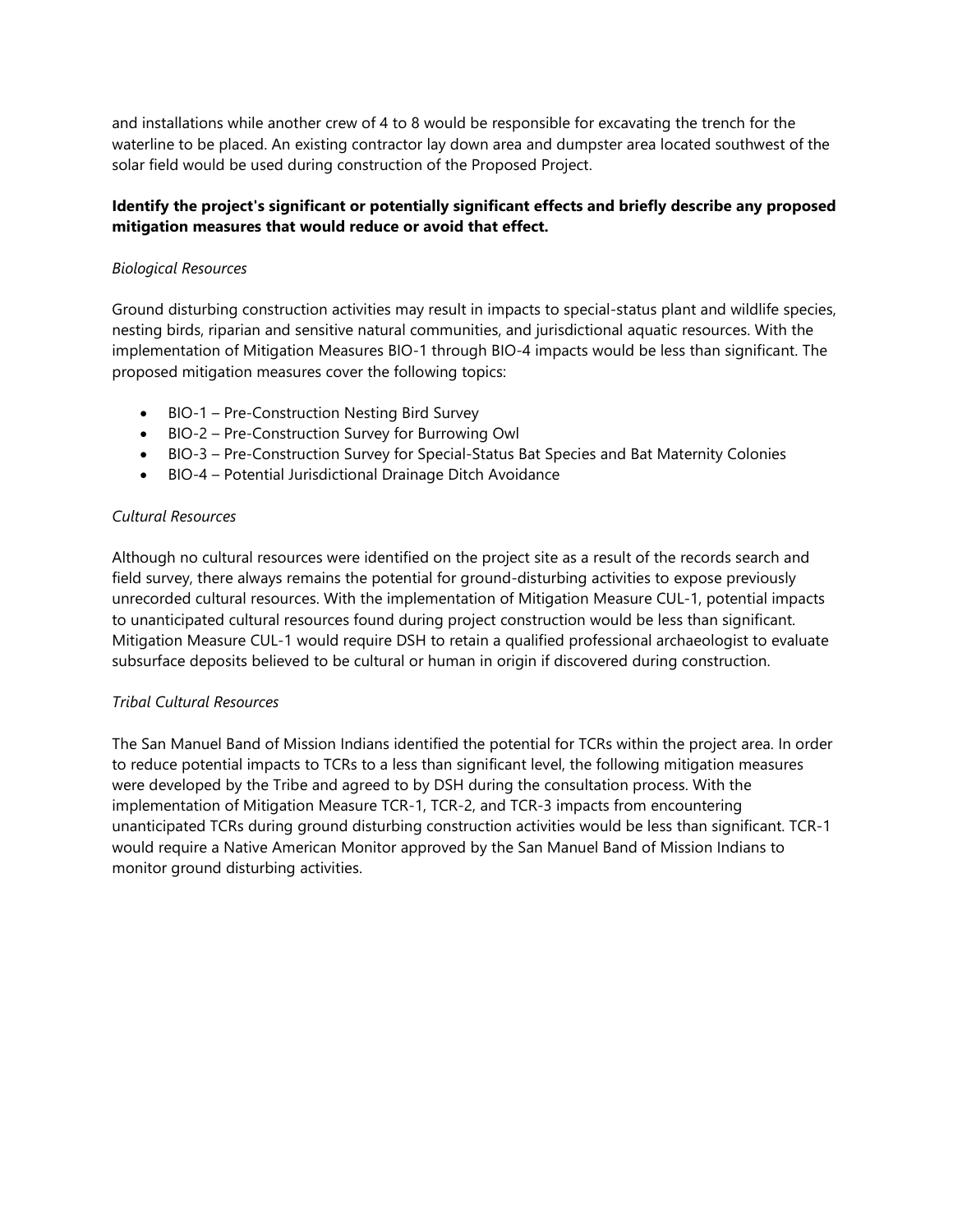and installations while another crew of 4 to 8 would be responsible for excavating the trench for the waterline to be placed. An existing contractor lay down area and dumpster area located southwest of the solar field would be used during construction of the Proposed Project.

**Identify the project's significant or potentially significant effects and briefly describe any proposed mitigation measures that would reduce or avoid that effect.**

*Biological Resources*

Ground disturbing construction activities may result in impacts to special-status plant and wildlife species, nesting birds, riparian and sensitive natural communities, and jurisdictional aquatic resources. With the implementation of Mitigation Measures BIO-1 through BIO-4 impacts would be less than significant. The proposed mitigation measures cover the following topics:

- BIO-1 – Pre-Construction Nesting Bird Survey
- BIO-2 – Pre-Construction Survey for Burrowing Owl
- BIO-3 – Pre-Construction Survey for Special-Status Bat Species and Bat Maternity Colonies
- BIO-4 – Potential Jurisdictional Drainage Ditch Avoidance

*Cultural Resources*

Although no cultural resources were identified on the project site as a result of the records search and field survey, there always remains the potential for ground-disturbing activities to expose previously unrecorded cultural resources. With the implementation of Mitigation Measure CUL-1, potential impacts to unanticipated cultural resources found during project construction would be less than significant. Mitigation Measure CUL-1 would require DSH to retain a qualified professional archaeologist to evaluate subsurface deposits believed to be cultural or human in origin if discovered during construction.

*Tribal Cultural Resources*

The San Manuel Band of Mission Indians identified the potential for TCRs within the project area. In order to reduce potential impacts to TCRs to a less than significant level, the following mitigation measures were developed by the Tribe and agreed to by DSH during the consultation process. With the implementation of Mitigation Measure TCR-1, TCR-2, and TCR-3 impacts from encountering unanticipated TCRs during ground disturbing construction activities would be less than significant. TCR-1 would require a Native American Monitor approved by the San Manuel Band of Mission Indians to monitor ground disturbing activities.